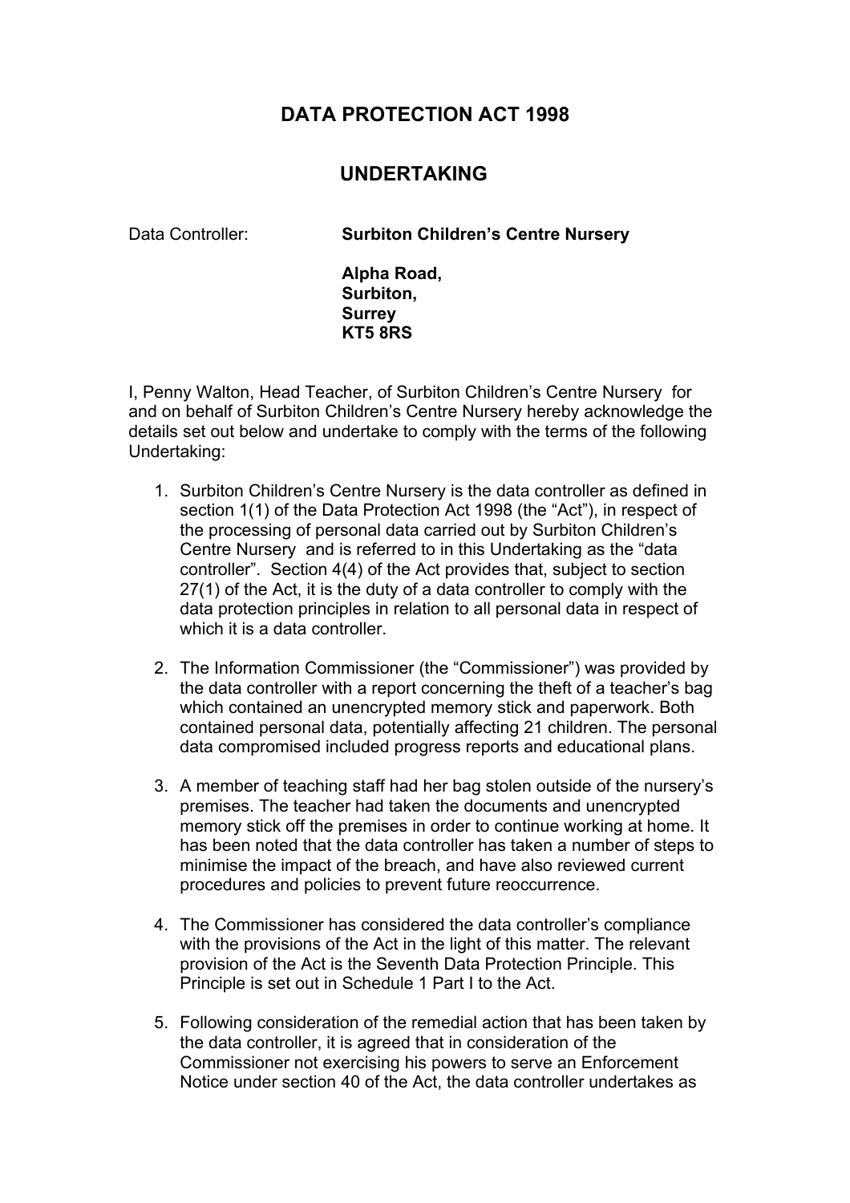# DATA PROTECTION ACT 1998

## UNDERTAKING

Data Controller: **Surbiton Children's Centre Nursery**

**Alpha Road,**
**Surbiton,**
**Surrey**
**KT5 8RS**

I, Penny Walton, Head Teacher, of Surbiton Children's Centre Nursery for and on behalf of Surbiton Children's Centre Nursery hereby acknowledge the details set out below and undertake to comply with the terms of the following Undertaking:

1. Surbiton Children's Centre Nursery is the data controller as defined in section 1(1) of the Data Protection Act 1998 (the "Act"), in respect of the processing of personal data carried out by Surbiton Children's Centre Nursery and is referred to in this Undertaking as the "data controller". Section 4(4) of the Act provides that, subject to section 27(1) of the Act, it is the duty of a data controller to comply with the data protection principles in relation to all personal data in respect of which it is a data controller.

2. The Information Commissioner (the "Commissioner") was provided by the data controller with a report concerning the theft of a teacher's bag which contained an unencrypted memory stick and paperwork. Both contained personal data, potentially affecting 21 children. The personal data compromised included progress reports and educational plans.

3. A member of teaching staff had her bag stolen outside of the nursery's premises. The teacher had taken the documents and unencrypted memory stick off the premises in order to continue working at home. It has been noted that the data controller has taken a number of steps to minimise the impact of the breach, and have also reviewed current procedures and policies to prevent future reoccurrence.

4. The Commissioner has considered the data controller's compliance with the provisions of the Act in the light of this matter. The relevant provision of the Act is the Seventh Data Protection Principle. This Principle is set out in Schedule 1 Part I to the Act.

5. Following consideration of the remedial action that has been taken by the data controller, it is agreed that in consideration of the Commissioner not exercising his powers to serve an Enforcement Notice under section 40 of the Act, the data controller undertakes as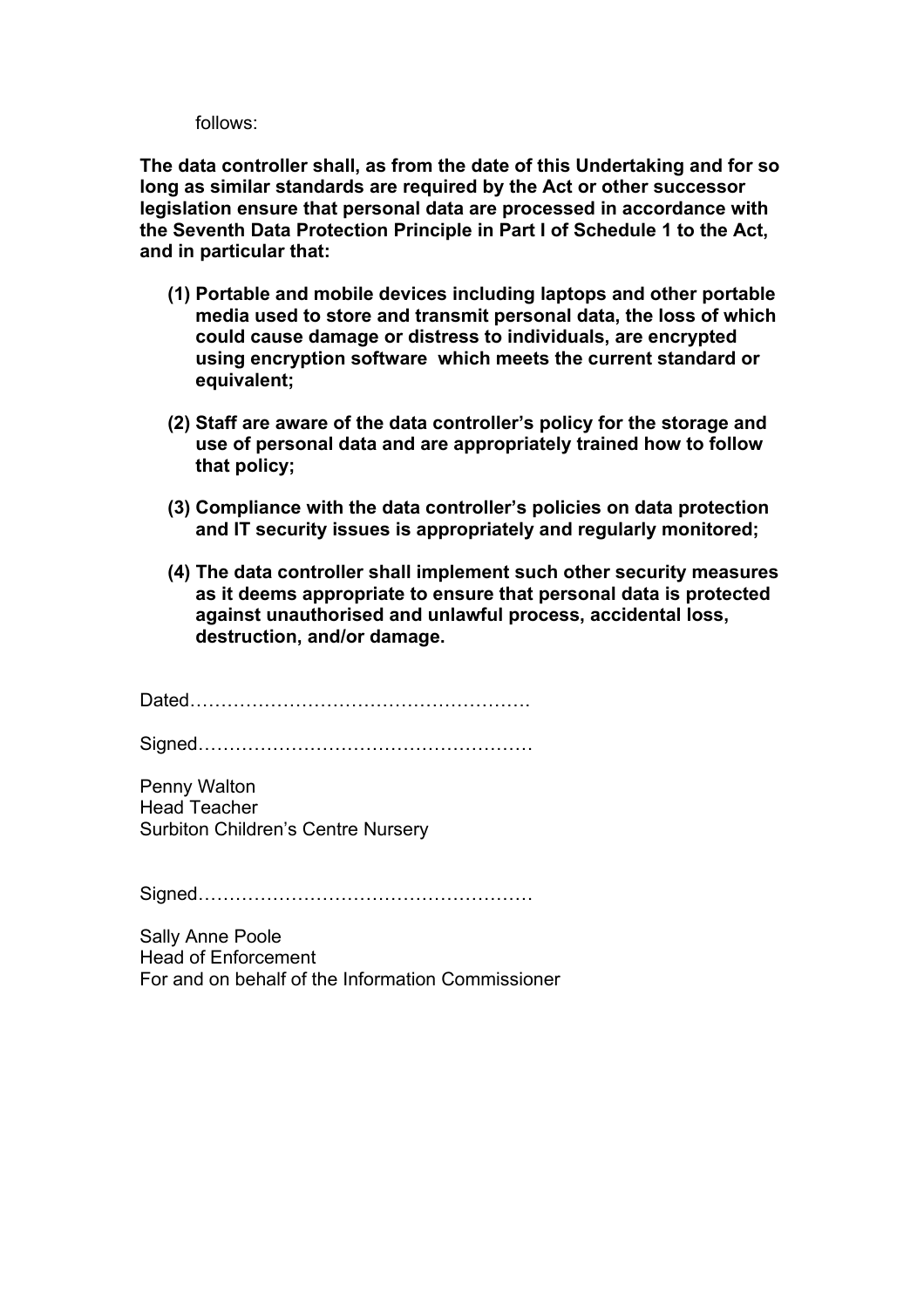follows:

**The data controller shall, as from the date of this Undertaking and for so long as similar standards are required by the Act or other successor legislation ensure that personal data are processed in accordance with the Seventh Data Protection Principle in Part I of Schedule 1 to the Act, and in particular that:**

**(1) Portable and mobile devices including laptops and other portable media used to store and transmit personal data, the loss of which could cause damage or distress to individuals, are encrypted using encryption software which meets the current standard or equivalent;**

**(2) Staff are aware of the data controller's policy for the storage and use of personal data and are appropriately trained how to follow that policy;**

**(3) Compliance with the data controller's policies on data protection and IT security issues is appropriately and regularly monitored;**

**(4) The data controller shall implement such other security measures as it deems appropriate to ensure that personal data is protected against unauthorised and unlawful process, accidental loss, destruction, and/or damage.**

Dated……………………………………………….

Signed………………………………………………

Penny Walton
Head Teacher
Surbiton Children's Centre Nursery

Signed………………………………………………

Sally Anne Poole
Head of Enforcement
For and on behalf of the Information Commissioner